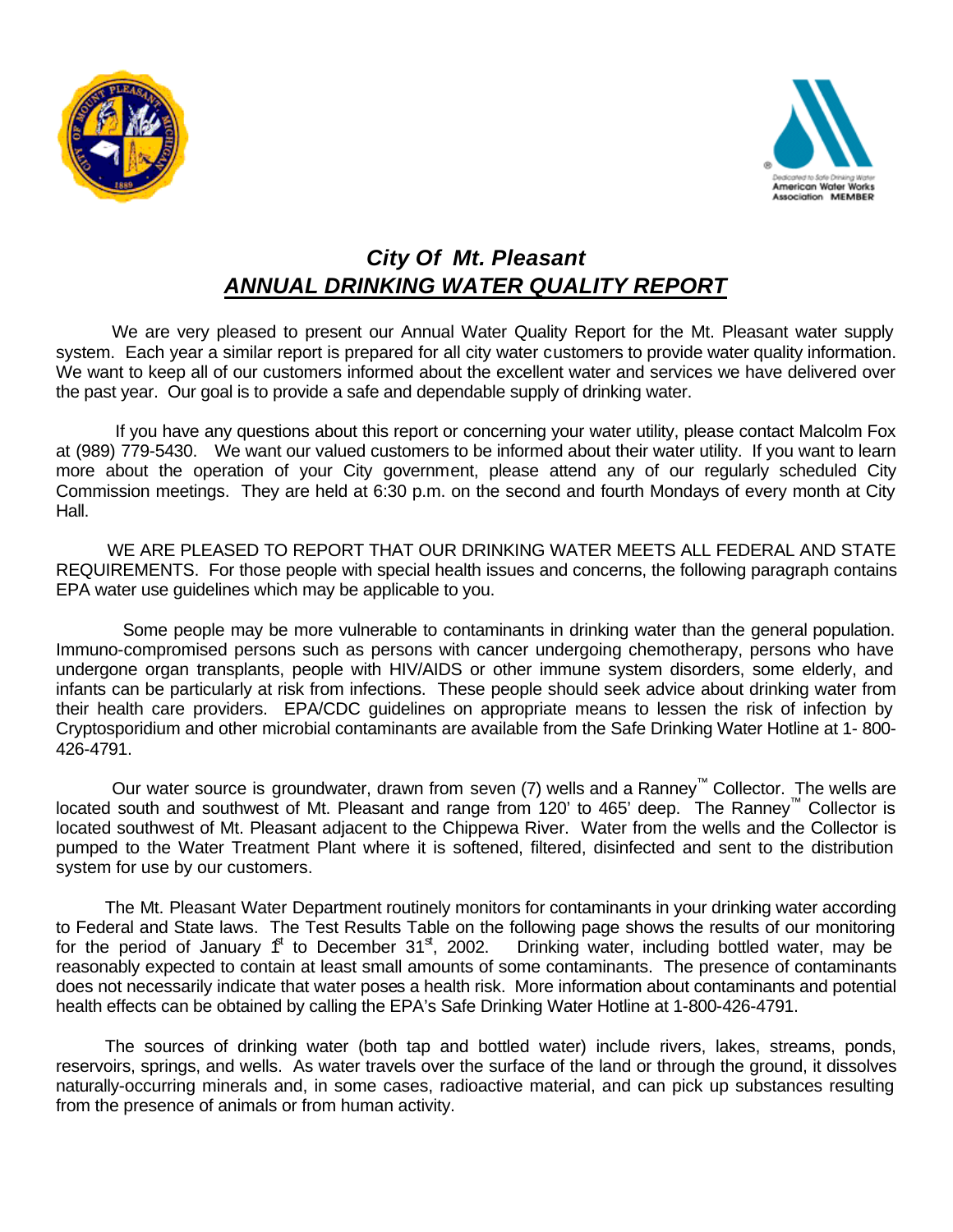# City Of Mt. Pleasant

## ***ANNUAL DRINKING WATER QUALITY REPORT***

We are very pleased to present our Annual Water Quality Report for the Mt. Pleasant water supply system. Each year a similar report is prepared for all city water customers to provide water quality information. We want to keep all of our customers informed about the excellent water and services we have delivered over the past year. Our goal is to provide a safe and dependable supply of drinking water.

If you have any questions about this report or concerning your water utility, please contact Malcolm Fox at (989) 779-5430. We want our valued customers to be informed about their water utility. If you want to learn more about the operation of your City government, please attend any of our regularly scheduled City Commission meetings. They are held at 6:30 p.m. on the second and fourth Mondays of every month at City Hall.

WE ARE PLEASED TO REPORT THAT OUR DRINKING WATER MEETS ALL FEDERAL AND STATE REQUIREMENTS. For those people with special health issues and concerns, the following paragraph contains EPA water use guidelines which may be applicable to you.

Some people may be more vulnerable to contaminants in drinking water than the general population. Immuno-compromised persons such as persons with cancer undergoing chemotherapy, persons who have undergone organ transplants, people with HIV/AIDS or other immune system disorders, some elderly, and infants can be particularly at risk from infections. These people should seek advice about drinking water from their health care providers. EPA/CDC guidelines on appropriate means to lessen the risk of infection by Cryptosporidium and other microbial contaminants are available from the Safe Drinking Water Hotline at 1- 800-426-4791.

Our water source is groundwater, drawn from seven (7) wells and a Ranney™ Collector. The wells are located south and southwest of Mt. Pleasant and range from 120' to 465' deep. The Ranney™ Collector is located southwest of Mt. Pleasant adjacent to the Chippewa River. Water from the wells and the Collector is pumped to the Water Treatment Plant where it is softened, filtered, disinfected and sent to the distribution system for use by our customers.

The Mt. Pleasant Water Department routinely monitors for contaminants in your drinking water according to Federal and State laws. The Test Results Table on the following page shows the results of our monitoring for the period of January 1st to December 31st, 2002. Drinking water, including bottled water, may be reasonably expected to contain at least small amounts of some contaminants. The presence of contaminants does not necessarily indicate that water poses a health risk. More information about contaminants and potential health effects can be obtained by calling the EPA's Safe Drinking Water Hotline at 1-800-426-4791.

The sources of drinking water (both tap and bottled water) include rivers, lakes, streams, ponds, reservoirs, springs, and wells. As water travels over the surface of the land or through the ground, it dissolves naturally-occurring minerals and, in some cases, radioactive material, and can pick up substances resulting from the presence of animals or from human activity.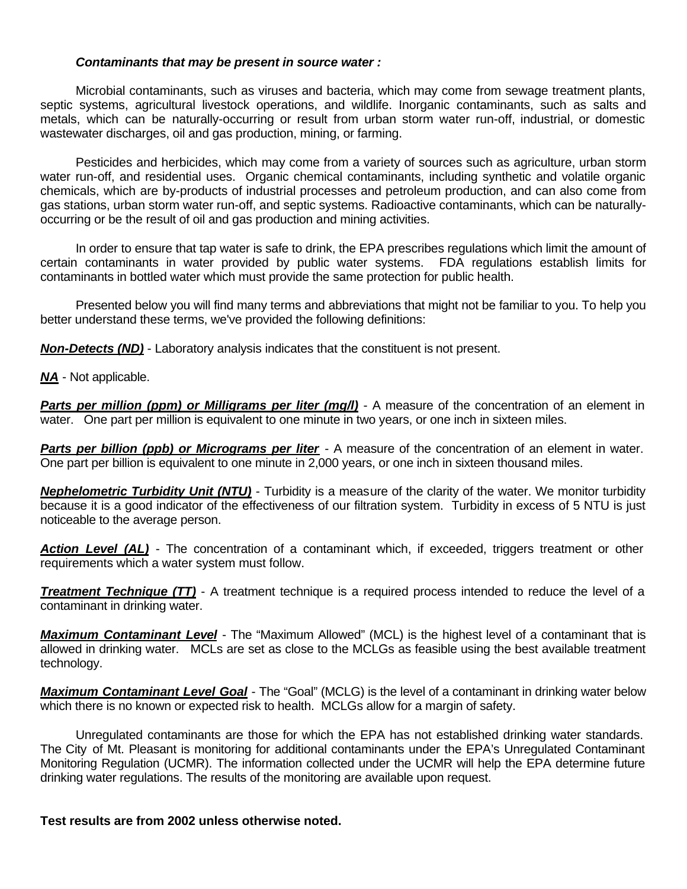***Contaminants that may be present in source water :***

Microbial contaminants, such as viruses and bacteria, which may come from sewage treatment plants, septic systems, agricultural livestock operations, and wildlife. Inorganic contaminants, such as salts and metals, which can be naturally-occurring or result from urban storm water run-off, industrial, or domestic wastewater discharges, oil and gas production, mining, or farming.

Pesticides and herbicides, which may come from a variety of sources such as agriculture, urban storm water run-off, and residential uses. Organic chemical contaminants, including synthetic and volatile organic chemicals, which are by-products of industrial processes and petroleum production, and can also come from gas stations, urban storm water run-off, and septic systems. Radioactive contaminants, which can be naturally-occurring or be the result of oil and gas production and mining activities.

In order to ensure that tap water is safe to drink, the EPA prescribes regulations which limit the amount of certain contaminants in water provided by public water systems. FDA regulations establish limits for contaminants in bottled water which must provide the same protection for public health.

Presented below you will find many terms and abbreviations that might not be familiar to you. To help you better understand these terms, we've provided the following definitions:

***Non-Detects (ND)*** - Laboratory analysis indicates that the constituent is not present.

***NA*** - Not applicable.

***Parts per million (ppm) or Milligrams per liter (mg/l)*** - A measure of the concentration of an element in water. One part per million is equivalent to one minute in two years, or one inch in sixteen miles.

***Parts per billion (ppb) or Micrograms per liter*** - A measure of the concentration of an element in water. One part per billion is equivalent to one minute in 2,000 years, or one inch in sixteen thousand miles.

***Nephelometric Turbidity Unit (NTU)*** - Turbidity is a measure of the clarity of the water. We monitor turbidity because it is a good indicator of the effectiveness of our filtration system. Turbidity in excess of 5 NTU is just noticeable to the average person.

***Action Level (AL)*** - The concentration of a contaminant which, if exceeded, triggers treatment or other requirements which a water system must follow.

***Treatment Technique (TT)*** - A treatment technique is a required process intended to reduce the level of a contaminant in drinking water.

***Maximum Contaminant Level*** - The "Maximum Allowed" (MCL) is the highest level of a contaminant that is allowed in drinking water. MCLs are set as close to the MCLGs as feasible using the best available treatment technology.

***Maximum Contaminant Level Goal*** - The "Goal" (MCLG) is the level of a contaminant in drinking water below which there is no known or expected risk to health. MCLGs allow for a margin of safety.

Unregulated contaminants are those for which the EPA has not established drinking water standards. The City of Mt. Pleasant is monitoring for additional contaminants under the EPA's Unregulated Contaminant Monitoring Regulation (UCMR). The information collected under the UCMR will help the EPA determine future drinking water regulations. The results of the monitoring are available upon request.

**Test results are from 2002 unless otherwise noted.**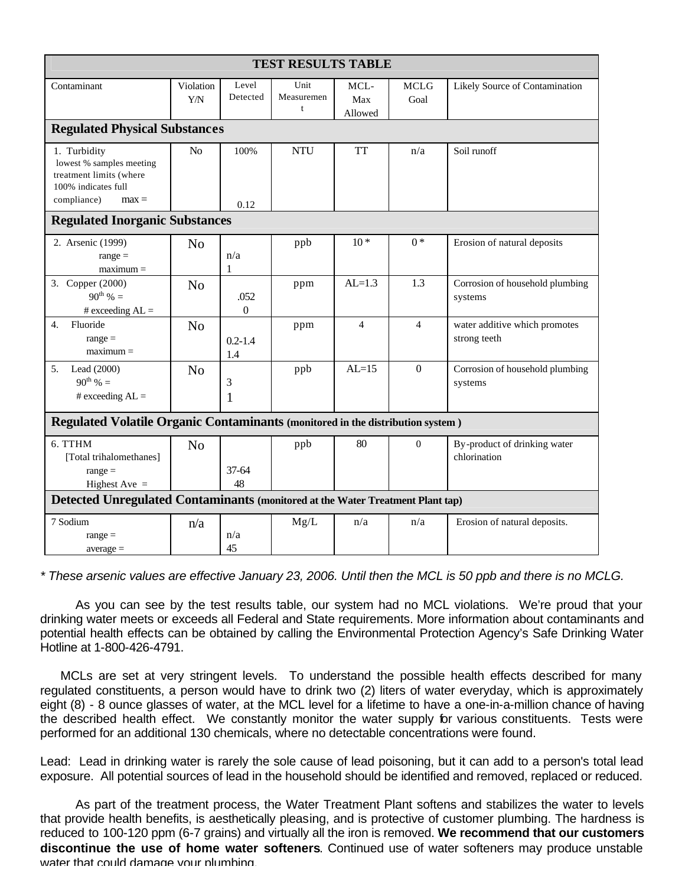| TEST RESULTS TABLE | | | | | | |
|---|---|---|---|---|---|---|
| Contaminant | Violation Y/N | Level Detected | Unit Measurement | MCL-Max Allowed | MCLG Goal | Likely Source of Contamination |
| **Regulated Physical Substances** | | | | | | |
| 1. Turbidity lowest % samples meeting treatment limits (where 100% indicates full compliance) max = | No | 100% 0.12 | NTU | TT | n/a | Soil runoff |
| **Regulated Inorganic Substances** | | | | | | |
| 2. Arsenic (1999) range = maximum = | No | n/a 1 | ppb | 10 * | 0 * | Erosion of natural deposits |
| 3. Copper (2000) 90th % = # exceeding AL = | No | .052 0 | ppm | AL=1.3 | 1.3 | Corrosion of household plumbing systems |
| 4. Fluoride range = maximum = | No | 0.2-1.4 1.4 | ppm | 4 | 4 | water additive which promotes strong teeth |
| 5. Lead (2000) 90th % = # exceeding AL = | No | 3 1 | ppb | AL=15 | 0 | Corrosion of household plumbing systems |
| **Regulated Volatile Organic Contaminants** (monitored in the distribution system ) | | | | | | |
| 6. TTHM [Total trihalomethanes] range = Highest Ave = | No | 37-64 48 | ppb | 80 | 0 | By-product of drinking water chlorination |
| **Detected Unregulated Contaminants** (monitored at the Water Treatment Plant tap) | | | | | | |
| 7 Sodium range = average = | n/a | n/a 45 | Mg/L | n/a | n/a | Erosion of natural deposits. |

*\* These arsenic values are effective January 23, 2006. Until then the MCL is 50 ppb and there is no MCLG.*

As you can see by the test results table, our system had no MCL violations. We're proud that your drinking water meets or exceeds all Federal and State requirements. More information about contaminants and potential health effects can be obtained by calling the Environmental Protection Agency's Safe Drinking Water Hotline at 1-800-426-4791.

MCLs are set at very stringent levels. To understand the possible health effects described for many regulated constituents, a person would have to drink two (2) liters of water everyday, which is approximately eight (8) - 8 ounce glasses of water, at the MCL level for a lifetime to have a one-in-a-million chance of having the described health effect. We constantly monitor the water supply for various constituents. Tests were performed for an additional 130 chemicals, where no detectable concentrations were found.

Lead: Lead in drinking water is rarely the sole cause of lead poisoning, but it can add to a person's total lead exposure. All potential sources of lead in the household should be identified and removed, replaced or reduced.

As part of the treatment process, the Water Treatment Plant softens and stabilizes the water to levels that provide health benefits, is aesthetically pleasing, and is protective of customer plumbing. The hardness is reduced to 100-120 ppm (6-7 grains) and virtually all the iron is removed. **We recommend that our customers discontinue the use of home water softeners**. Continued use of water softeners may produce unstable water that could damage your plumbing.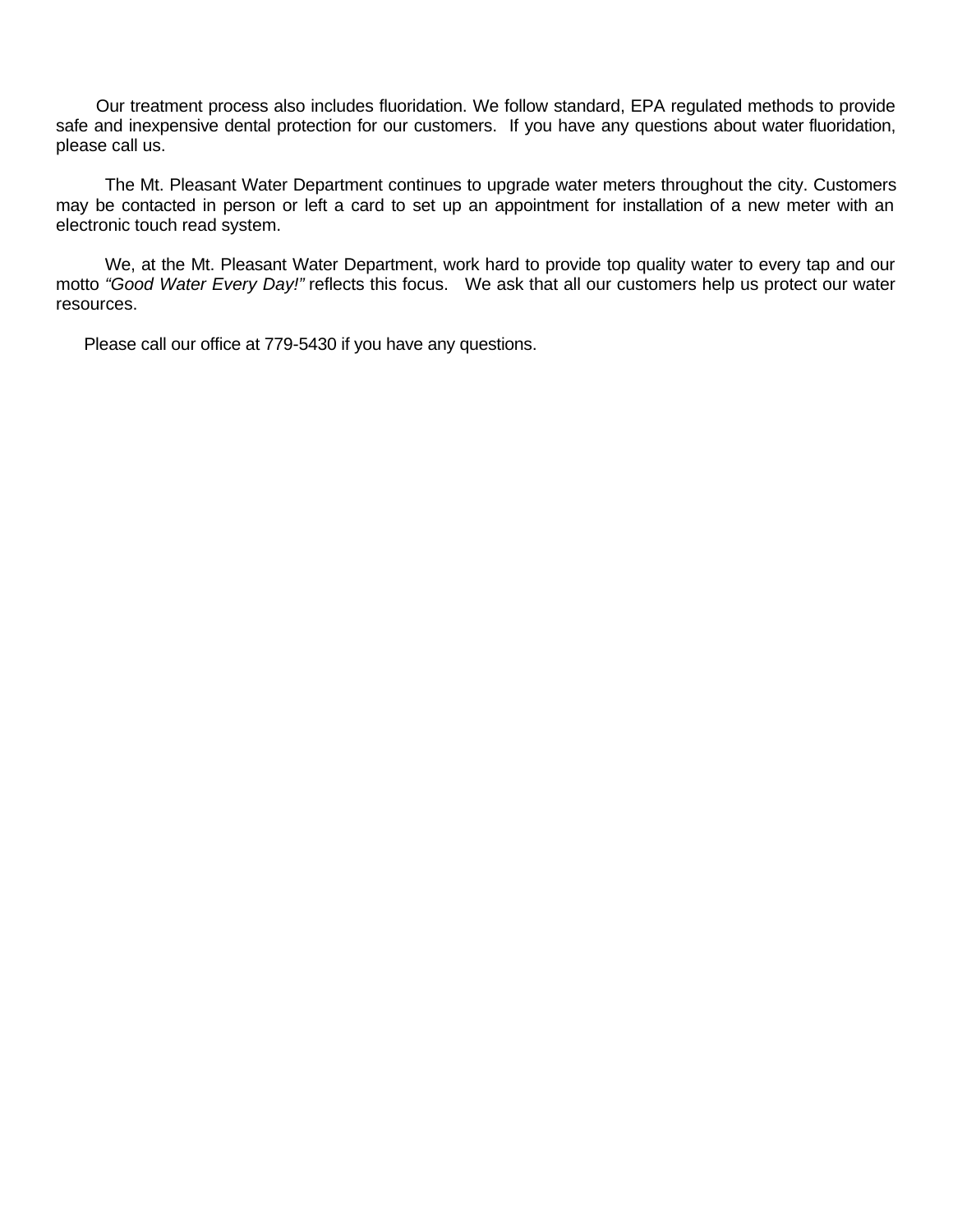Our treatment process also includes fluoridation. We follow standard, EPA regulated methods to provide safe and inexpensive dental protection for our customers. If you have any questions about water fluoridation, please call us.

The Mt. Pleasant Water Department continues to upgrade water meters throughout the city. Customers may be contacted in person or left a card to set up an appointment for installation of a new meter with an electronic touch read system.

We, at the Mt. Pleasant Water Department, work hard to provide top quality water to every tap and our motto *"Good Water Every Day!"* reflects this focus. We ask that all our customers help us protect our water resources.

Please call our office at 779-5430 if you have any questions.